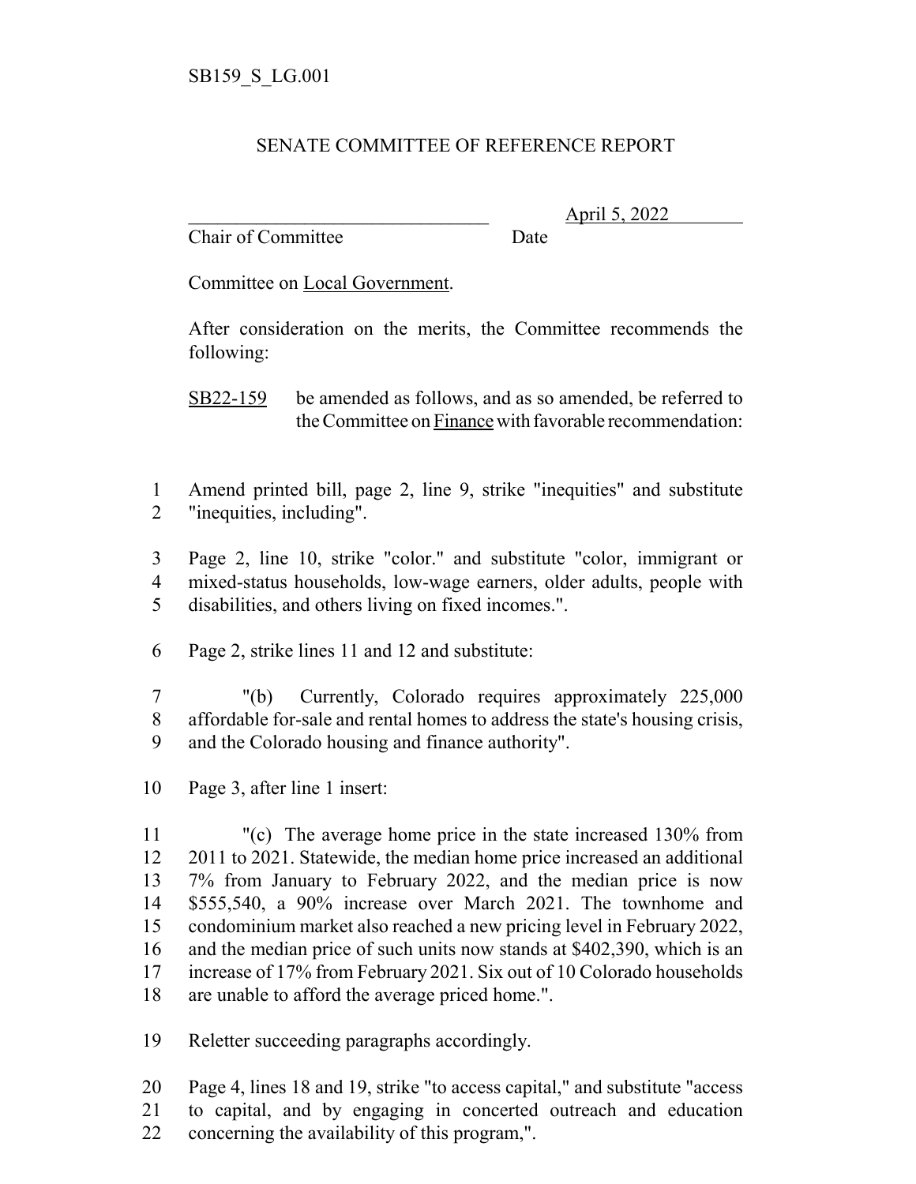SB159_S_LG.001

# SENATE COMMITTEE OF REFERENCE REPORT

_________________________________ April 5, 2022
Chair of Committee Date

Committee on Local Government.

After consideration on the merits, the Committee recommends the following:

SB22-159 be amended as follows, and as so amended, be referred to the Committee on Finance with favorable recommendation:

1 Amend printed bill, page 2, line 9, strike "inequities" and substitute
2 "inequities, including".

3 Page 2, line 10, strike "color." and substitute "color, immigrant or
4 mixed-status households, low-wage earners, older adults, people with
5 disabilities, and others living on fixed incomes.".

6 Page 2, strike lines 11 and 12 and substitute:

7 "(b) Currently, Colorado requires approximately 225,000
8 affordable for-sale and rental homes to address the state's housing crisis,
9 and the Colorado housing and finance authority".

10 Page 3, after line 1 insert:

11 "(c) The average home price in the state increased 130% from
12 2011 to 2021. Statewide, the median home price increased an additional
13 7% from January to February 2022, and the median price is now
14 $555,540, a 90% increase over March 2021. The townhome and
15 condominium market also reached a new pricing level in February 2022,
16 and the median price of such units now stands at $402,390, which is an
17 increase of 17% from February 2021. Six out of 10 Colorado households
18 are unable to afford the average priced home.".

19 Reletter succeeding paragraphs accordingly.

20 Page 4, lines 18 and 19, strike "to access capital," and substitute "access
21 to capital, and by engaging in concerted outreach and education
22 concerning the availability of this program,".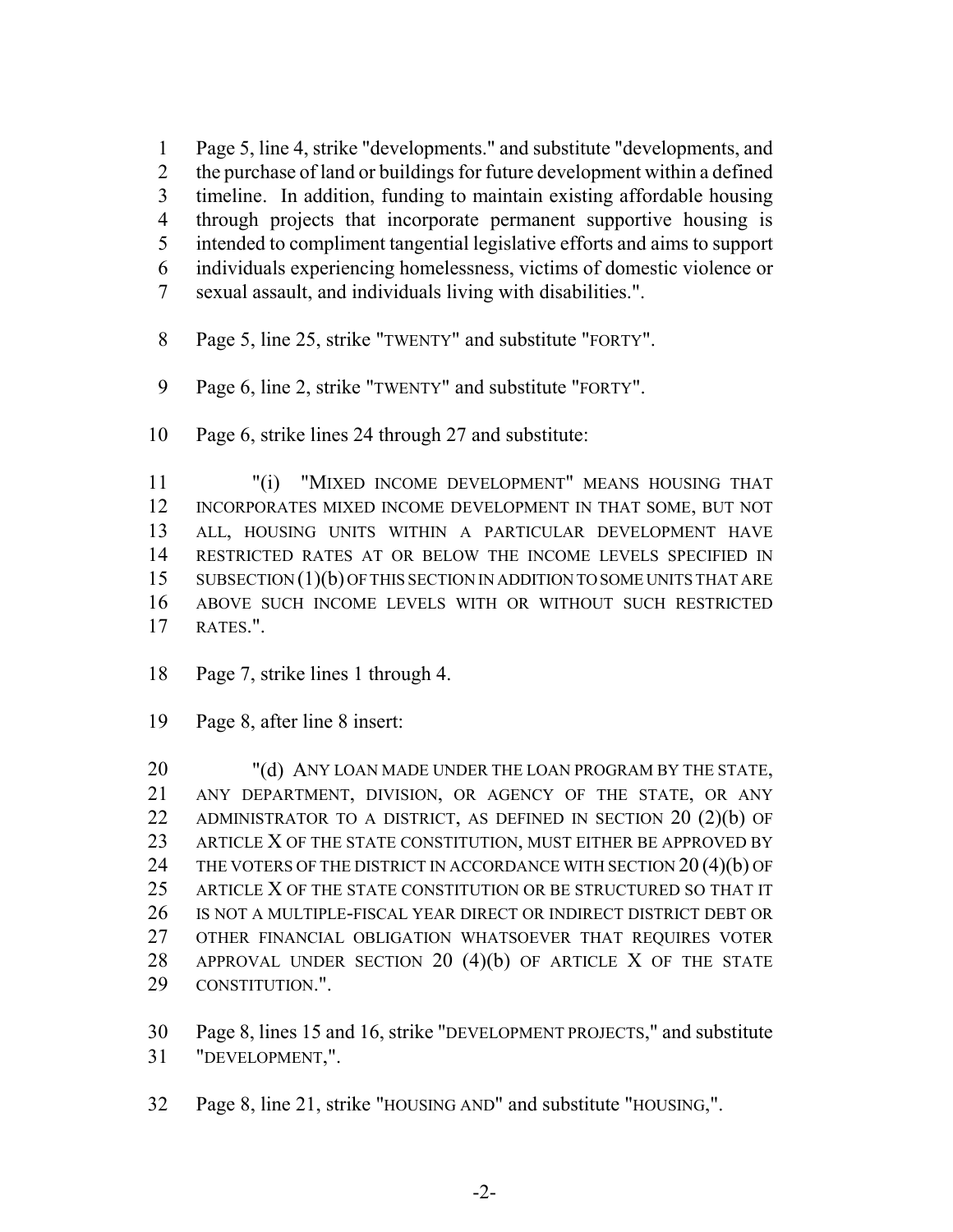Page 5, line 4, strike "developments." and substitute "developments, and the purchase of land or buildings for future development within a defined timeline. In addition, funding to maintain existing affordable housing through projects that incorporate permanent supportive housing is intended to compliment tangential legislative efforts and aims to support individuals experiencing homelessness, victims of domestic violence or sexual assault, and individuals living with disabilities.".

Page 5, line 25, strike "TWENTY" and substitute "FORTY".

Page 6, line 2, strike "TWENTY" and substitute "FORTY".

Page 6, strike lines 24 through 27 and substitute:

"(i) "MIXED INCOME DEVELOPMENT" MEANS HOUSING THAT INCORPORATES MIXED INCOME DEVELOPMENT IN THAT SOME, BUT NOT ALL, HOUSING UNITS WITHIN A PARTICULAR DEVELOPMENT HAVE RESTRICTED RATES AT OR BELOW THE INCOME LEVELS SPECIFIED IN SUBSECTION (1)(b) OF THIS SECTION IN ADDITION TO SOME UNITS THAT ARE ABOVE SUCH INCOME LEVELS WITH OR WITHOUT SUCH RESTRICTED RATES.".

Page 7, strike lines 1 through 4.

Page 8, after line 8 insert:

"(d) ANY LOAN MADE UNDER THE LOAN PROGRAM BY THE STATE, ANY DEPARTMENT, DIVISION, OR AGENCY OF THE STATE, OR ANY ADMINISTRATOR TO A DISTRICT, AS DEFINED IN SECTION 20 (2)(b) OF ARTICLE X OF THE STATE CONSTITUTION, MUST EITHER BE APPROVED BY THE VOTERS OF THE DISTRICT IN ACCORDANCE WITH SECTION 20 (4)(b) OF ARTICLE X OF THE STATE CONSTITUTION OR BE STRUCTURED SO THAT IT IS NOT A MULTIPLE-FISCAL YEAR DIRECT OR INDIRECT DISTRICT DEBT OR OTHER FINANCIAL OBLIGATION WHATSOEVER THAT REQUIRES VOTER APPROVAL UNDER SECTION 20 (4)(b) OF ARTICLE X OF THE STATE CONSTITUTION.".

Page 8, lines 15 and 16, strike "DEVELOPMENT PROJECTS," and substitute "DEVELOPMENT,".

Page 8, line 21, strike "HOUSING AND" and substitute "HOUSING,".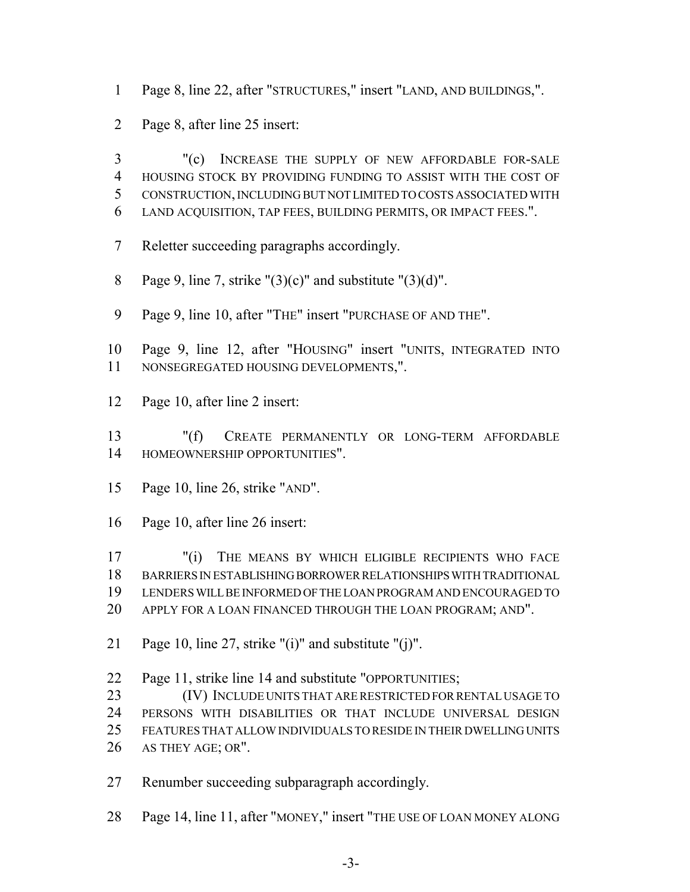1 Page 8, line 22, after "STRUCTURES," insert "LAND, AND BUILDINGS,".

2 Page 8, after line 25 insert:

3 "(c) INCREASE THE SUPPLY OF NEW AFFORDABLE FOR-SALE
4 HOUSING STOCK BY PROVIDING FUNDING TO ASSIST WITH THE COST OF
5 CONSTRUCTION, INCLUDING BUT NOT LIMITED TO COSTS ASSOCIATED WITH
6 LAND ACQUISITION, TAP FEES, BUILDING PERMITS, OR IMPACT FEES.".

7 Reletter succeeding paragraphs accordingly.

8 Page 9, line 7, strike "(3)(c)" and substitute "(3)(d)".

9 Page 9, line 10, after "THE" insert "PURCHASE OF AND THE".

10 Page 9, line 12, after "HOUSING" insert "UNITS, INTEGRATED INTO
11 NONSEGREGATED HOUSING DEVELOPMENTS,".

12 Page 10, after line 2 insert:

13 "(f) CREATE PERMANENTLY OR LONG-TERM AFFORDABLE
14 HOMEOWNERSHIP OPPORTUNITIES".

15 Page 10, line 26, strike "AND".

16 Page 10, after line 26 insert:

17 "(i) THE MEANS BY WHICH ELIGIBLE RECIPIENTS WHO FACE
18 BARRIERS IN ESTABLISHING BORROWER RELATIONSHIPS WITH TRADITIONAL
19 LENDERS WILL BE INFORMED OF THE LOAN PROGRAM AND ENCOURAGED TO
20 APPLY FOR A LOAN FINANCED THROUGH THE LOAN PROGRAM; AND".

21 Page 10, line 27, strike "(i)" and substitute "(j)".

22 Page 11, strike line 14 and substitute "OPPORTUNITIES;
23 (IV) INCLUDE UNITS THAT ARE RESTRICTED FOR RENTAL USAGE TO
24 PERSONS WITH DISABILITIES OR THAT INCLUDE UNIVERSAL DESIGN
25 FEATURES THAT ALLOW INDIVIDUALS TO RESIDE IN THEIR DWELLING UNITS
26 AS THEY AGE; OR".

27 Renumber succeeding subparagraph accordingly.

28 Page 14, line 11, after "MONEY," insert "THE USE OF LOAN MONEY ALONG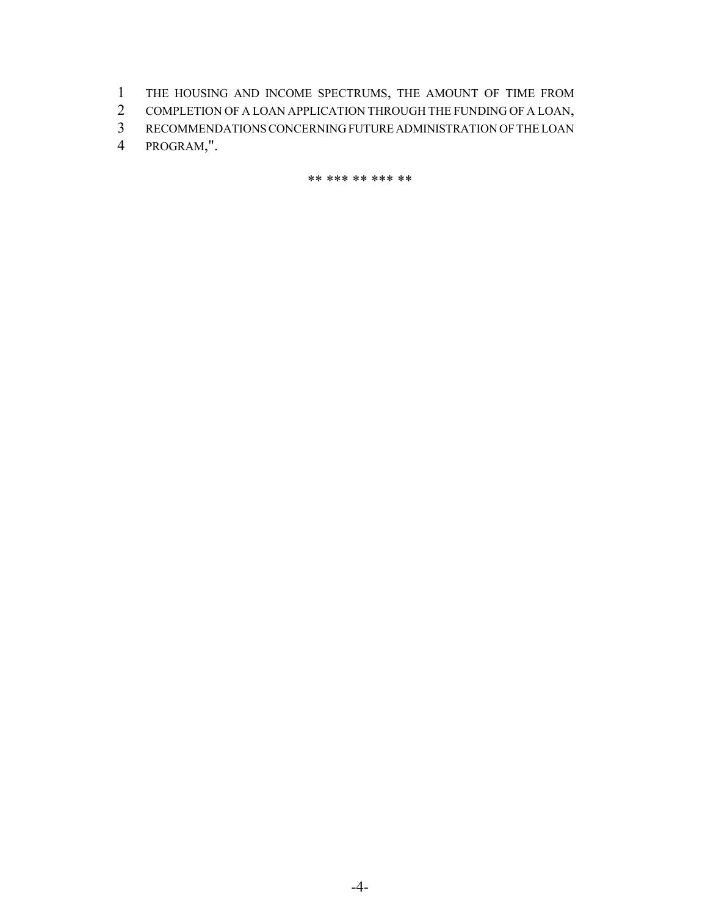1 THE HOUSING AND INCOME SPECTRUMS, THE AMOUNT OF TIME FROM
2 COMPLETION OF A LOAN APPLICATION THROUGH THE FUNDING OF A LOAN,
3 RECOMMENDATIONS CONCERNING FUTURE ADMINISTRATION OF THE LOAN
4 PROGRAM,".

** *** ** *** **